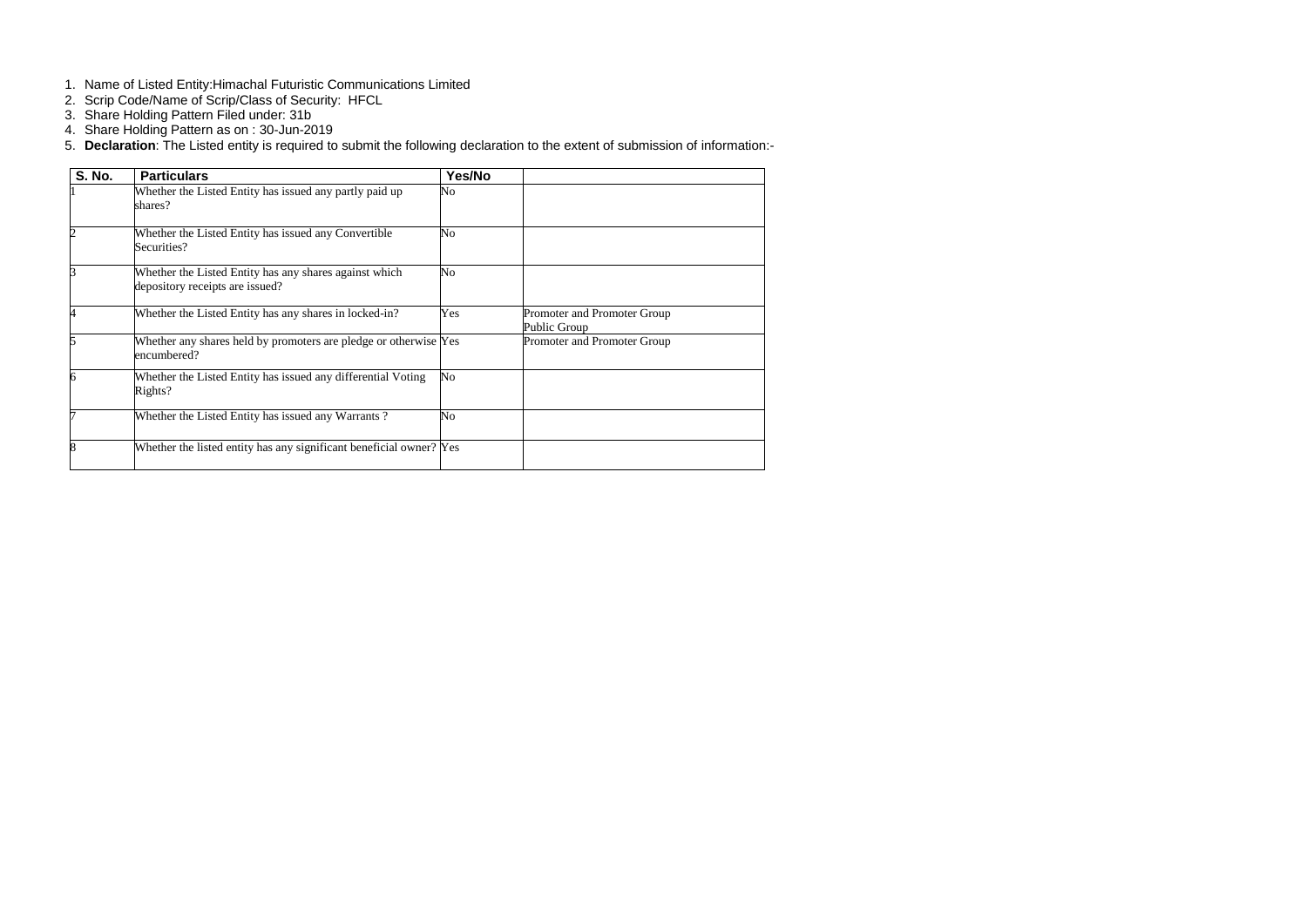1. Name of Listed Entity:Himachal Futuristic Communications Limited
2. Scrip Code/Name of Scrip/Class of Security: HFCL
3. Share Holding Pattern Filed under: 31b
4. Share Holding Pattern as on : 30-Jun-2019
5. **Declaration**: The Listed entity is required to submit the following declaration to the extent of submission of information:-

| S. No. | Particulars | Yes/No | |
|---|---|---|---|
| 1 | Whether the Listed Entity has issued any partly paid up shares? | No | |
| 2 | Whether the Listed Entity has issued any Convertible Securities? | No | |
| 3 | Whether the Listed Entity has any shares against which depository receipts are issued? | No | |
| 4 | Whether the Listed Entity has any shares in locked-in? | Yes | Promoter and Promoter Group<br>Public Group |
| 5 | Whether any shares held by promoters are pledge or otherwise encumbered? | Yes | Promoter and Promoter Group |
| 6 | Whether the Listed Entity has issued any differential Voting Rights? | No | |
| 7 | Whether the Listed Entity has issued any Warrants ? | No | |
| 8 | Whether the listed entity has any significant beneficial owner? | Yes | |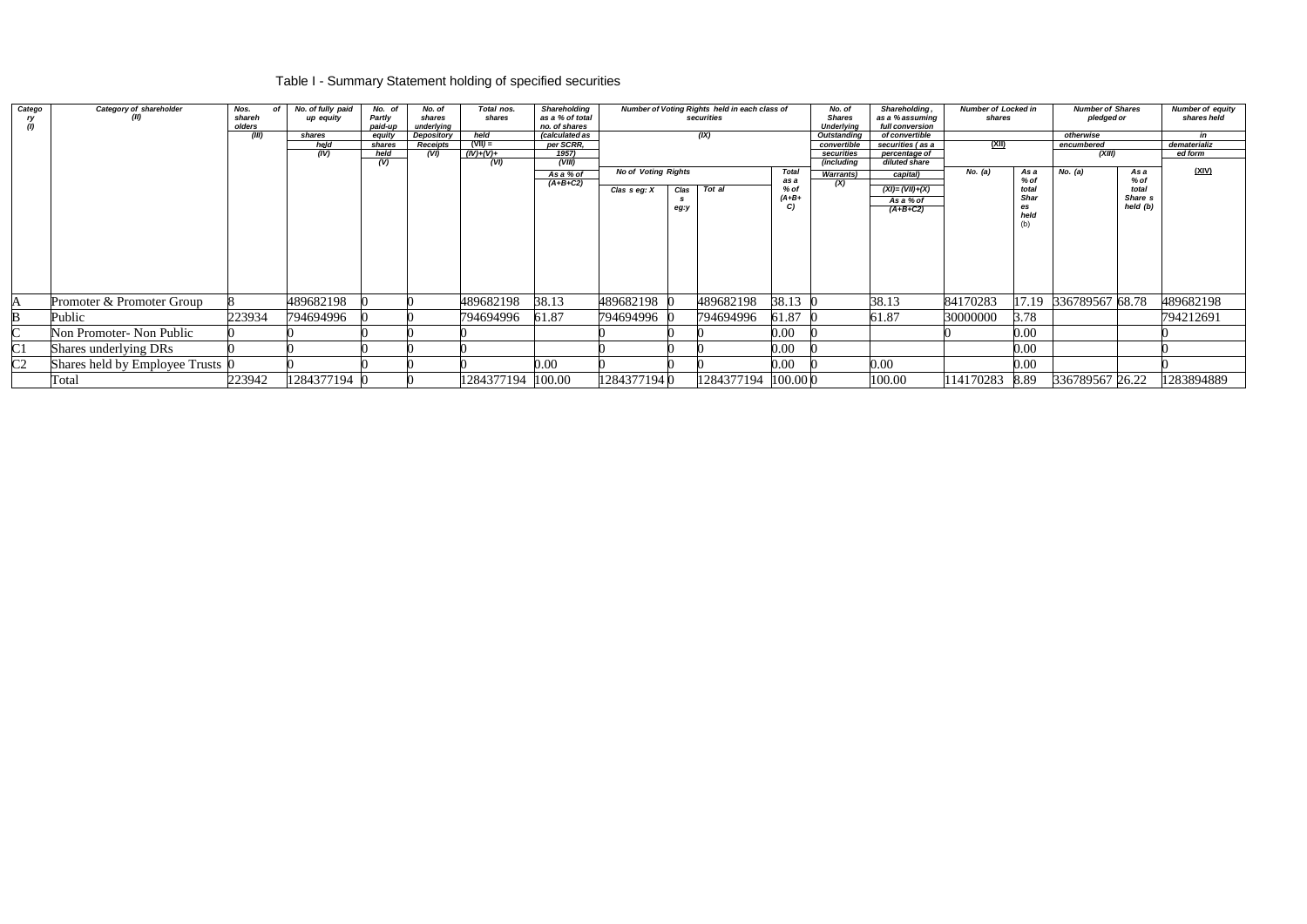Table I - Summary Statement holding of specified securities

| Category (I) | Category of shareholder (II) | Nos. of shareholders (III) | No. of fully paid up equity shares held (IV) | No. of Partly paid-up equity shares held (V) | No. of shares underlying Depository Receipts (VI) | Total nos. shares held (VII) = (IV)+(V)+ (VI) | Shareholding as a % of total no. of shares (calculated as per SCRR, 1957) (VIII) As a % of (A+B+C2) | Number of Voting Rights held in each class of securities (IX) | | | | No. of Shares Underlying Outstanding convertible securities (including Warrants) (X) | Shareholding , as a % assuming full conversion of convertible securities ( as a percentage of diluted share capital) (XI)= (VII)+(X) As a % of (A+B+C2) | Number of Locked in shares (XII) | | Number of Shares pledged or otherwise encumbered (XIII) | | Number of equity shares held in dematerialized form (XIV) |
|---|---|---|---|---|---|---|---|---|---|---|---|---|---|---|---|---|---|---|
| | | | | | | | | No of Voting Rights | | | Total as a % of (A+B+ C) | | | No. (a) | As a % of total Shares held (b) | No. (a) | As a % of total Share s held (b) | |
| | | | | | | | | Clas s eg: X | Clas s eg:y | Tot al | | | | | | | | |
| A | Promoter & Promoter Group | 8 | 489682198 | 0 | 0 | 489682198 | 38.13 | 489682198 | 0 | 489682198 | 38.13 | 0 | 38.13 | 84170283 | 17.19 | 336789567 | 68.78 | 489682198 |
| B | Public | 223934 | 794694996 | 0 | 0 | 794694996 | 61.87 | 794694996 | 0 | 794694996 | 61.87 | 0 | 61.87 | 30000000 | 3.78 | | | 794212691 |
| C | Non Promoter- Non Public | 0 | 0 | 0 | 0 | 0 | | 0 | 0 | 0 | 0.00 | 0 | | 0 | 0.00 | | | 0 |
| C1 | Shares underlying DRs | 0 | 0 | 0 | 0 | 0 | | 0 | 0 | 0 | 0.00 | 0 | | | 0.00 | | | 0 |
| C2 | Shares held by Employee Trusts | 0 | 0 | 0 | 0 | 0 | 0.00 | 0 | 0 | 0 | 0.00 | 0 | 0.00 | | 0.00 | | | 0 |
| | Total | 223942 | 1284377194 | 0 | 0 | 1284377194 | 100.00 | 1284377194 | 0 | 1284377194 | 100.00 | 0 | 100.00 | 114170283 | 8.89 | 336789567 | 26.22 | 1283894889 |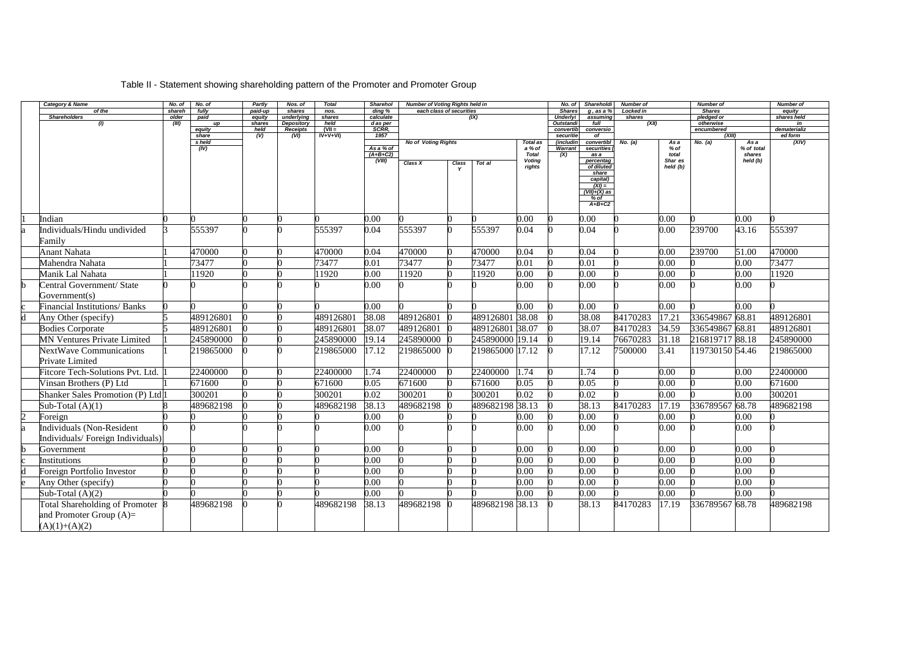Table II - Statement showing shareholding pattern of the Promoter and Promoter Group

| | Category & Name of the Shareholders (I) | No. of shareholder (III) | No. of fully paid up equity share s held (IV) | Partly paid-up equity shares held (V) | Nos. of shares underlying Depository Receipts (VI) | Total nos. shares held (VII = IV+V+VI) | Shareholding % calculated as per SCRR, 1957 As a % of (A+B+C2) (VIII) | Number of Voting Rights held in each class of securities (IX) | | | | No. of Shares Underlying Outstanding convertible securities (including Warrants) (X) | Shareholding , as a % assuming full conversion of convertible securities ( as a percentage of diluted share capital) (XI) = (VII)+(X) as % of A+B+C2 | Number of Locked in shares (XII) | | Number of Shares pledged or otherwise encumbered (XIII) | | Number of equity shares held in dematerialized form (XIV) |
|---|---|---|---|---|---|---|---|---|---|---|---|---|---|---|---|---|---|---|
| | | | | | | | | No of Voting Rights | | | Total as a % of Total Voting rights | | | No. (a) | As a % of total Shar es held (b) | No. (a) | As a % of total shares held (b) | |
| | | | | | | | | Class X | Class Y | Tot al | | | | | | | | |
| 1 | Indian | 0 | 0 | 0 | 0 | 0 | 0.00 | 0 | 0 | 0 | 0.00 | 0 | 0.00 | 0 | 0.00 | 0 | 0.00 | 0 |
| a | Individuals/Hindu undivided Family | 3 | 555397 | 0 | 0 | 555397 | 0.04 | 555397 | 0 | 555397 | 0.04 | 0 | 0.04 | 0 | 0.00 | 239700 | 43.16 | 555397 |
| | Anant Nahata | 1 | 470000 | 0 | 0 | 470000 | 0.04 | 470000 | 0 | 470000 | 0.04 | 0 | 0.04 | 0 | 0.00 | 239700 | 51.00 | 470000 |
| | Mahendra Nahata | 1 | 73477 | 0 | 0 | 73477 | 0.01 | 73477 | 0 | 73477 | 0.01 | 0 | 0.01 | 0 | 0.00 | 0 | 0.00 | 73477 |
| | Manik Lal Nahata | 1 | 11920 | 0 | 0 | 11920 | 0.00 | 11920 | 0 | 11920 | 0.00 | 0 | 0.00 | 0 | 0.00 | 0 | 0.00 | 11920 |
| b | Central Government/ State Government(s) | 0 | 0 | 0 | 0 | 0 | 0.00 | 0 | 0 | 0 | 0.00 | 0 | 0.00 | 0 | 0.00 | 0 | 0.00 | 0 |
| c | Financial Institutions/ Banks | 0 | 0 | 0 | 0 | 0 | 0.00 | 0 | 0 | 0 | 0.00 | 0 | 0.00 | 0 | 0.00 | 0 | 0.00 | 0 |
| d | Any Other (specify) | 5 | 489126801 | 0 | 0 | 489126801 | 38.08 | 489126801 | 0 | 489126801 | 38.08 | 0 | 38.08 | 84170283 | 17.21 | 336549867 | 68.81 | 489126801 |
| | Bodies Corporate | 5 | 489126801 | 0 | 0 | 489126801 | 38.07 | 489126801 | 0 | 489126801 | 38.07 | 0 | 38.07 | 84170283 | 34.59 | 336549867 | 68.81 | 489126801 |
| | MN Ventures Private Limited | 1 | 245890000 | 0 | 0 | 245890000 | 19.14 | 245890000 | 0 | 245890000 | 19.14 | 0 | 19.14 | 76670283 | 31.18 | 216819717 | 88.18 | 245890000 |
| | NextWave Communications Private Limited | 1 | 219865000 | 0 | 0 | 219865000 | 17.12 | 219865000 | 0 | 219865000 | 17.12 | 0 | 17.12 | 7500000 | 3.41 | 119730150 | 54.46 | 219865000 |
| | Fitcore Tech-Solutions Pvt. Ltd. | 1 | 22400000 | 0 | 0 | 22400000 | 1.74 | 22400000 | 0 | 22400000 | 1.74 | 0 | 1.74 | 0 | 0.00 | 0 | 0.00 | 22400000 |
| | Vinsan Brothers (P) Ltd | 1 | 671600 | 0 | 0 | 671600 | 0.05 | 671600 | 0 | 671600 | 0.05 | 0 | 0.05 | 0 | 0.00 | 0 | 0.00 | 671600 |
| | Shanker Sales Promotion (P) Ltd | 1 | 300201 | 0 | 0 | 300201 | 0.02 | 300201 | 0 | 300201 | 0.02 | 0 | 0.02 | 0 | 0.00 | 0 | 0.00 | 300201 |
| | Sub-Total (A)(1) | 8 | 489682198 | 0 | 0 | 489682198 | 38.13 | 489682198 | 0 | 489682198 | 38.13 | 0 | 38.13 | 84170283 | 17.19 | 336789567 | 68.78 | 489682198 |
| 2 | Foreign | 0 | 0 | 0 | 0 | 0 | 0.00 | 0 | 0 | 0 | 0.00 | 0 | 0.00 | 0 | 0.00 | 0 | 0.00 | 0 |
| a | Individuals (Non-Resident Individuals/ Foreign Individuals) | 0 | 0 | 0 | 0 | 0 | 0.00 | 0 | 0 | 0 | 0.00 | 0 | 0.00 | 0 | 0.00 | 0 | 0.00 | 0 |
| b | Government | 0 | 0 | 0 | 0 | 0 | 0.00 | 0 | 0 | 0 | 0.00 | 0 | 0.00 | 0 | 0.00 | 0 | 0.00 | 0 |
| c | Institutions | 0 | 0 | 0 | 0 | 0 | 0.00 | 0 | 0 | 0 | 0.00 | 0 | 0.00 | 0 | 0.00 | 0 | 0.00 | 0 |
| d | Foreign Portfolio Investor | 0 | 0 | 0 | 0 | 0 | 0.00 | 0 | 0 | 0 | 0.00 | 0 | 0.00 | 0 | 0.00 | 0 | 0.00 | 0 |
| e | Any Other (specify) | 0 | 0 | 0 | 0 | 0 | 0.00 | 0 | 0 | 0 | 0.00 | 0 | 0.00 | 0 | 0.00 | 0 | 0.00 | 0 |
| | Sub-Total (A)(2) | 0 | 0 | 0 | 0 | 0 | 0.00 | 0 | 0 | 0 | 0.00 | 0 | 0.00 | 0 | 0.00 | 0 | 0.00 | 0 |
| | Total Shareholding of Promoter and Promoter Group (A)= (A)(1)+(A)(2) | 8 | 489682198 | 0 | 0 | 489682198 | 38.13 | 489682198 | 0 | 489682198 | 38.13 | 0 | 38.13 | 84170283 | 17.19 | 336789567 | 68.78 | 489682198 |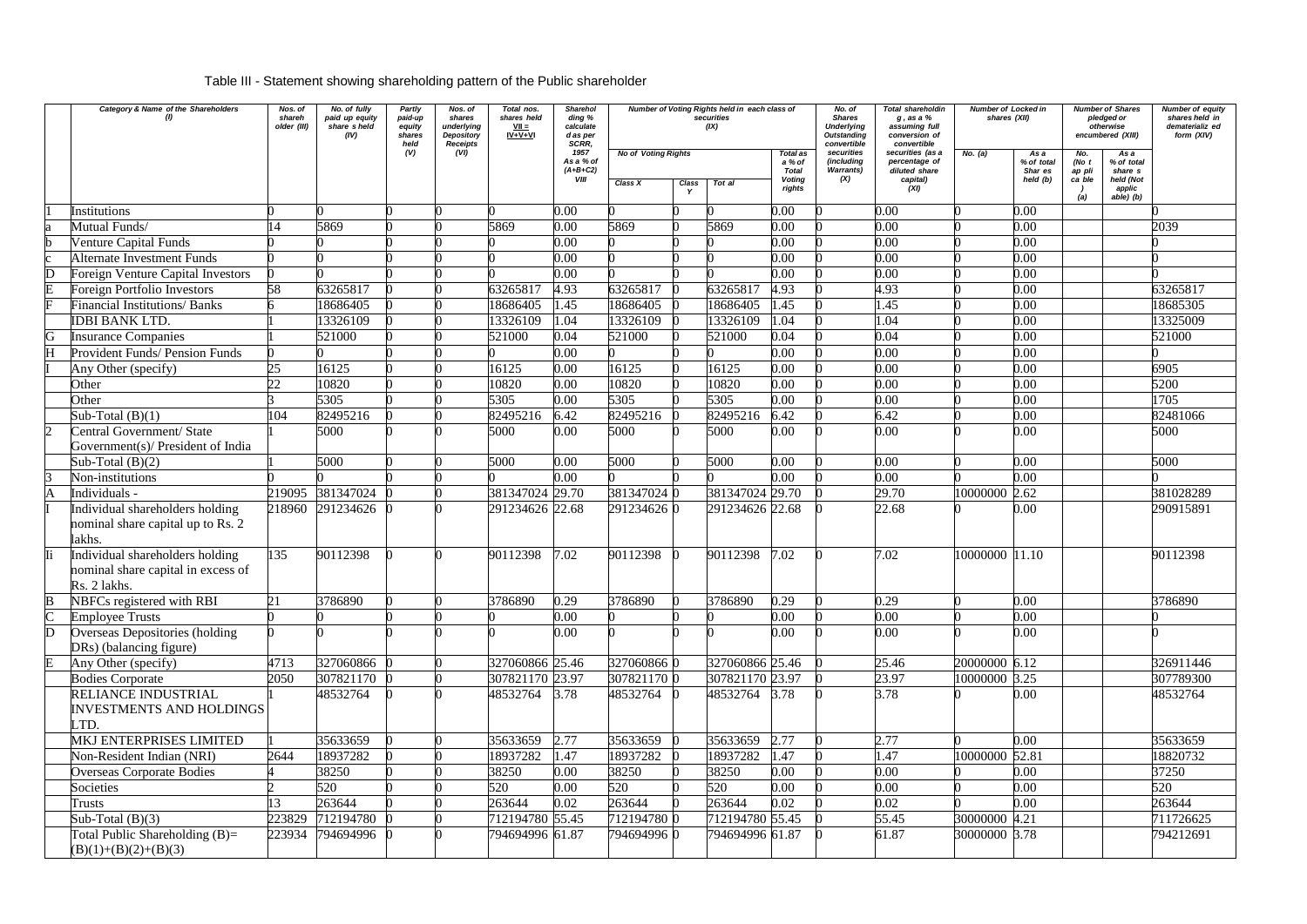Table III - Statement showing shareholding pattern of the Public shareholder

| | Category & Name of the Shareholders (I) | Nos. of shareh older (III) | No. of fully paid up equity share s held (IV) | Partly paid-up equity shares held (V) | Nos. of shares underlying Depository Receipts (VI) | Total nos. shares held VII = IV+V+VI | Sharehol ding % calculate d as per SCRR, 1957 As a % of (A+B+C2) VIII | Number of Voting Rights held in each class of securities (IX) | | | | No. of Shares Underlying Outstanding convertible securities (including Warrants) (X) | Total shareholdin g , as a % assuming full conversion of convertible securities (as a percentage of diluted share capital) (XI) | Number of Locked in shares (XII) | | Number of Shares pledged or otherwise encumbered (XIII) | | Number of equity shares held in dematerializ ed form (XIV) |
|---|---|---|---|---|---|---|---|---|---|---|---|---|---|---|---|---|---|---|
| | | | | | | | | No of Voting Rights | | | Total as a % of Total Voting rights | | | No. (a) | As a % of total Shar es held (b) | No. (No t ap pli ca ble ) (a) | As a % of total share s held (Not applic able) (b) | |
| | | | | | | | | Class X | Class Y | Tot al | | | | | | | | |
| 1 | Institutions | 0 | 0 | 0 | 0 | 0 | 0.00 | 0 | 0 | 0 | 0.00 | 0 | 0.00 | 0 | 0.00 | | | 0 |
| a | Mutual Funds/ | 14 | 5869 | 0 | 0 | 5869 | 0.00 | 5869 | 0 | 5869 | 0.00 | 0 | 0.00 | 0 | 0.00 | | | 2039 |
| b | Venture Capital Funds | 0 | 0 | 0 | 0 | 0 | 0.00 | 0 | 0 | 0 | 0.00 | 0 | 0.00 | 0 | 0.00 | | | 0 |
| c | Alternate Investment Funds | 0 | 0 | 0 | 0 | 0 | 0.00 | 0 | 0 | 0 | 0.00 | 0 | 0.00 | 0 | 0.00 | | | 0 |
| D | Foreign Venture Capital Investors | 0 | 0 | 0 | 0 | 0 | 0.00 | 0 | 0 | 0 | 0.00 | 0 | 0.00 | 0 | 0.00 | | | 0 |
| E | Foreign Portfolio Investors | 58 | 63265817 | 0 | 0 | 63265817 | 4.93 | 63265817 | 0 | 63265817 | 4.93 | 0 | 4.93 | 0 | 0.00 | | | 63265817 |
| F | Financial Institutions/ Banks | 6 | 18686405 | 0 | 0 | 18686405 | 1.45 | 18686405 | 0 | 18686405 | 1.45 | 0 | 1.45 | 0 | 0.00 | | | 18685305 |
| | IDBI BANK LTD. | 1 | 13326109 | 0 | 0 | 13326109 | 1.04 | 13326109 | 0 | 13326109 | 1.04 | 0 | 1.04 | 0 | 0.00 | | | 13325009 |
| G | Insurance Companies | 1 | 521000 | 0 | 0 | 521000 | 0.04 | 521000 | 0 | 521000 | 0.04 | 0 | 0.04 | 0 | 0.00 | | | 521000 |
| H | Provident Funds/ Pension Funds | 0 | 0 | 0 | 0 | 0 | 0.00 | 0 | 0 | 0 | 0.00 | 0 | 0.00 | 0 | 0.00 | | | 0 |
| I | Any Other (specify) | 25 | 16125 | 0 | 0 | 16125 | 0.00 | 16125 | 0 | 16125 | 0.00 | 0 | 0.00 | 0 | 0.00 | | | 6905 |
| | Other | 22 | 10820 | 0 | 0 | 10820 | 0.00 | 10820 | 0 | 10820 | 0.00 | 0 | 0.00 | 0 | 0.00 | | | 5200 |
| | Other | 3 | 5305 | 0 | 0 | 5305 | 0.00 | 5305 | 0 | 5305 | 0.00 | 0 | 0.00 | 0 | 0.00 | | | 1705 |
| | Sub-Total (B)(1) | 104 | 82495216 | 0 | 0 | 82495216 | 6.42 | 82495216 | 0 | 82495216 | 6.42 | 0 | 6.42 | 0 | 0.00 | | | 82481066 |
| 2 | Central Government/ State Government(s)/ President of India | 1 | 5000 | 0 | 0 | 5000 | 0.00 | 5000 | 0 | 5000 | 0.00 | 0 | 0.00 | 0 | 0.00 | | | 5000 |
| | Sub-Total (B)(2) | 1 | 5000 | 0 | 0 | 5000 | 0.00 | 5000 | 0 | 5000 | 0.00 | 0 | 0.00 | 0 | 0.00 | | | 5000 |
| 3 | Non-institutions | 0 | 0 | 0 | 0 | 0 | 0.00 | 0 | 0 | 0 | 0.00 | 0 | 0.00 | 0 | 0.00 | | | 0 |
| A | Individuals - | 219095 | 381347024 | 0 | 0 | 381347024 | 29.70 | 381347024 | 0 | 381347024 | 29.70 | 0 | 29.70 | 10000000 | 2.62 | | | 381028289 |
| I | Individual shareholders holding nominal share capital up to Rs. 2 lakhs. | 218960 | 291234626 | 0 | 0 | 291234626 | 22.68 | 291234626 | 0 | 291234626 | 22.68 | 0 | 22.68 | 0 | 0.00 | | | 290915891 |
| Ii | Individual shareholders holding nominal share capital in excess of Rs. 2 lakhs. | 135 | 90112398 | 0 | 0 | 90112398 | 7.02 | 90112398 | 0 | 90112398 | 7.02 | 0 | 7.02 | 10000000 | 11.10 | | | 90112398 |
| B | NBFCs registered with RBI | 21 | 3786890 | 0 | 0 | 3786890 | 0.29 | 3786890 | 0 | 3786890 | 0.29 | 0 | 0.29 | 0 | 0.00 | | | 3786890 |
| C | Employee Trusts | 0 | 0 | 0 | 0 | 0 | 0.00 | 0 | 0 | 0 | 0.00 | 0 | 0.00 | 0 | 0.00 | | | 0 |
| D | Overseas Depositories (holding DRs) (balancing figure) | 0 | 0 | 0 | 0 | 0 | 0.00 | 0 | 0 | 0 | 0.00 | 0 | 0.00 | 0 | 0.00 | | | 0 |
| E | Any Other (specify) | 4713 | 327060866 | 0 | 0 | 327060866 | 25.46 | 327060866 | 0 | 327060866 | 25.46 | 0 | 25.46 | 20000000 | 6.12 | | | 326911446 |
| | Bodies Corporate | 2050 | 307821170 | 0 | 0 | 307821170 | 23.97 | 307821170 | 0 | 307821170 | 23.97 | 0 | 23.97 | 10000000 | 3.25 | | | 307789300 |
| | RELIANCE INDUSTRIAL INVESTMENTS AND HOLDINGS LTD. | 1 | 48532764 | 0 | 0 | 48532764 | 3.78 | 48532764 | 0 | 48532764 | 3.78 | 0 | 3.78 | 0 | 0.00 | | | 48532764 |
| | MKJ ENTERPRISES LIMITED | 1 | 35633659 | 0 | 0 | 35633659 | 2.77 | 35633659 | 0 | 35633659 | 2.77 | 0 | 2.77 | 0 | 0.00 | | | 35633659 |
| | Non-Resident Indian (NRI) | 2644 | 18937282 | 0 | 0 | 18937282 | 1.47 | 18937282 | 0 | 18937282 | 1.47 | 0 | 1.47 | 10000000 | 52.81 | | | 18820732 |
| | Overseas Corporate Bodies | 4 | 38250 | 0 | 0 | 38250 | 0.00 | 38250 | 0 | 38250 | 0.00 | 0 | 0.00 | 0 | 0.00 | | | 37250 |
| | Societies | 2 | 520 | 0 | 0 | 520 | 0.00 | 520 | 0 | 520 | 0.00 | 0 | 0.00 | 0 | 0.00 | | | 520 |
| | Trusts | 13 | 263644 | 0 | 0 | 263644 | 0.02 | 263644 | 0 | 263644 | 0.02 | 0 | 0.02 | 0 | 0.00 | | | 263644 |
| | Sub-Total (B)(3) | 223829 | 712194780 | 0 | 0 | 712194780 | 55.45 | 712194780 | 0 | 712194780 | 55.45 | 0 | 55.45 | 30000000 | 4.21 | | | 711726625 |
| | Total Public Shareholding (B)= (B)(1)+(B)(2)+(B)(3) | 223934 | 794694996 | 0 | 0 | 794694996 | 61.87 | 794694996 | 0 | 794694996 | 61.87 | 0 | 61.87 | 30000000 | 3.78 | | | 794212691 |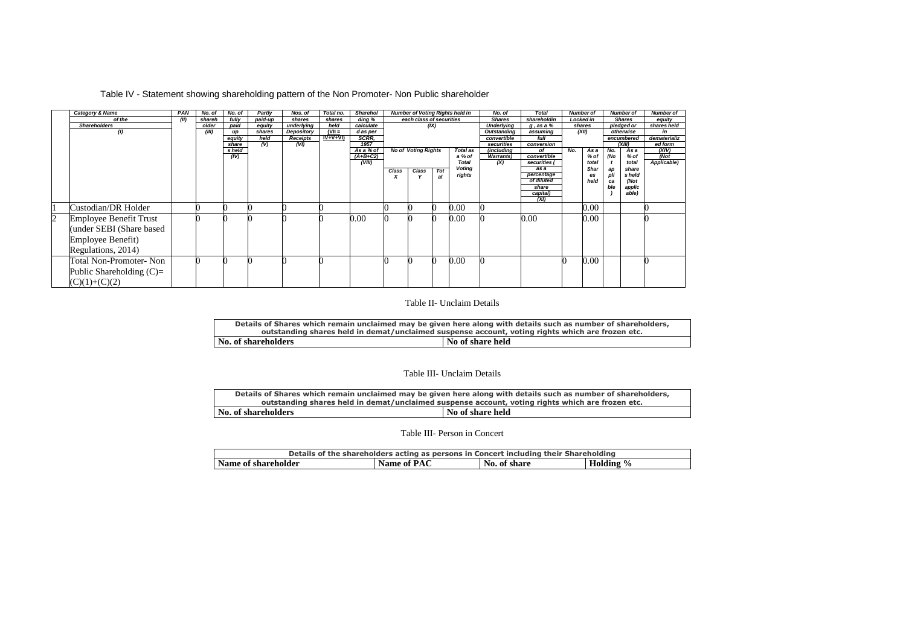Table IV - Statement showing shareholding pattern of the Non Promoter- Non Public shareholder

| | Category & Name of the Shareholders (I) | PAN (II) | No. of shareholder (III) | No. of fully paid up equity share s held (IV) | Partly paid-up equity shares held (V) | Nos. of shares underlying Depository Receipts (VI) | Total no. shares held (VII = IV+V+VI) | Shareholding % calculated as per SCRR, 1957 As a % of (A+B+C2) (VIII) | Number of Voting Rights held in each class of securities (IX) | | | | No. of Shares Underlying Outstanding convertible securities (including Warrants) (X) | Total shareholding , as a % assuming full conversion of convertible securities ( as a percentage of diluted share capital) (XI) | Number of Locked in shares (XII) | | Number of Shares pledged or otherwise encumbered (XIII) | | Number of equity shares held in dematerialized form (XIV) (Not Applicable) |
|---|---|---|---|---|---|---|---|---|---|---|---|---|---|---|---|---|---|---|---|
| | | | | | | | | | No of Voting Rights | | | Total as a % of Total Voting rights | | | No. | As a % of total Shares held | No. (Not applicable) | As a % of total share s held (Not applicable) | |
| | | | | | | | | | Class X | Class Y | Total | | | | | | | | |
| 1 | Custodian/DR Holder | | 0 | 0 | 0 | 0 | 0 | | 0 | 0 | 0 | 0.00 | 0 | | | 0.00 | | | 0 |
| 2 | Employee Benefit Trust (under SEBI (Share based Employee Benefit) Regulations, 2014) | | 0 | 0 | 0 | 0 | 0 | 0.00 | 0 | 0 | 0 | 0.00 | 0 | 0.00 | | 0.00 | | | 0 |
| | Total Non-Promoter- Non Public Shareholding (C)= (C)(1)+(C)(2) | | 0 | 0 | 0 | 0 | 0 | | 0 | 0 | 0 | 0.00 | 0 | | 0 | 0.00 | | | 0 |

Table II- Unclaim Details

| Details of Shares which remain unclaimed may be given here along with details such as number of shareholders, outstanding shares held in demat/unclaimed suspense account, voting rights which are frozen etc. | |
|---|---|
| No. of shareholders | No of share held |

Table III- Unclaim Details

| Details of Shares which remain unclaimed may be given here along with details such as number of shareholders, outstanding shares held in demat/unclaimed suspense account, voting rights which are frozen etc. | |
|---|---|
| No. of shareholders | No of share held |

Table III- Person in Concert

| Details of the shareholders acting as persons in Concert including their Shareholding | | | |
|---|---|---|---|
| Name of shareholder | Name of PAC | No. of share | Holding % |